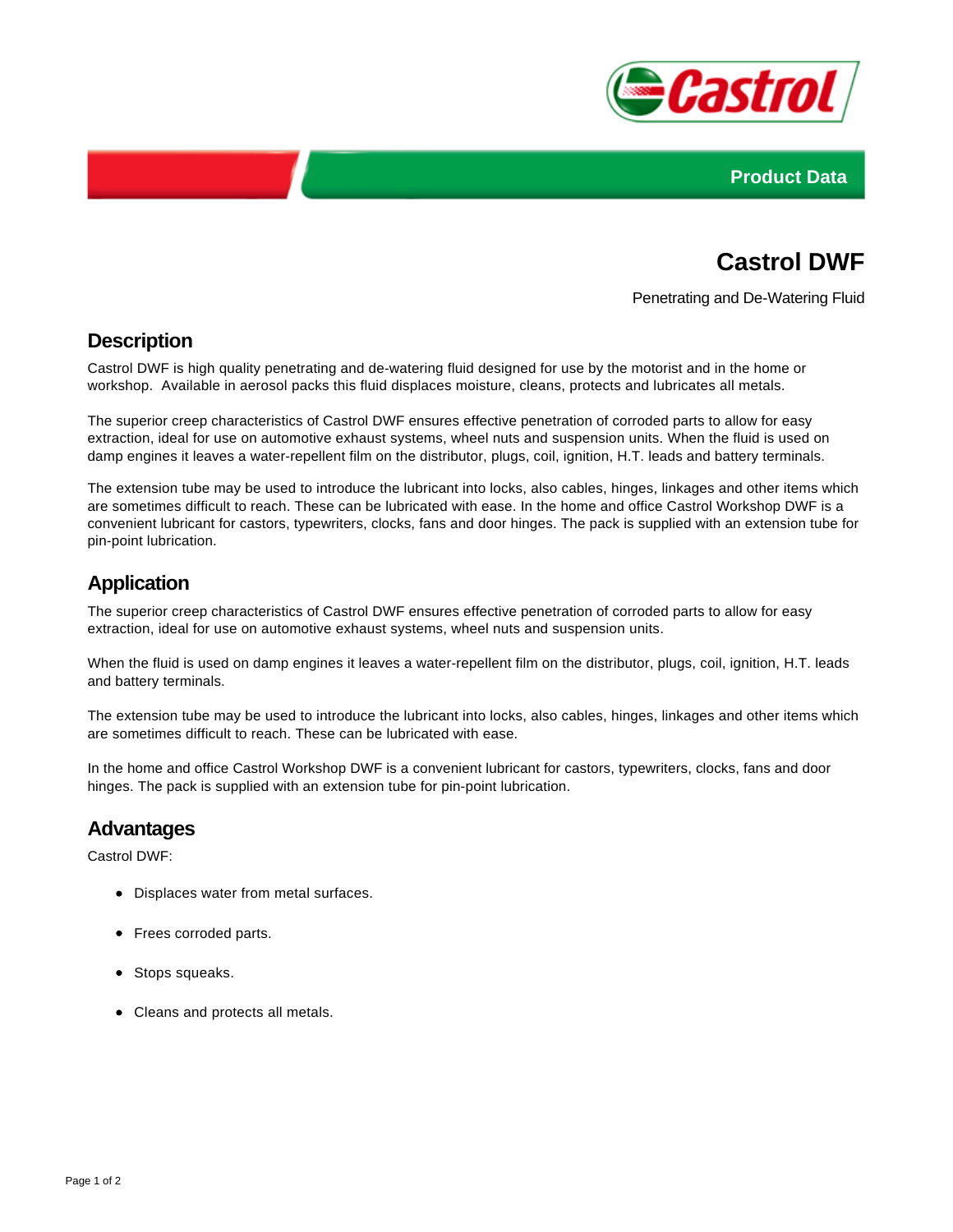Product Data

# Castrol DWF

Penetrating and De-Watering Fluid

## Description

Castrol DWF is high quality penetrating and de-watering fluid designed for use by the motorist and in the home or workshop.  Available in aerosol packs this fluid displaces moisture, cleans, protects and lubricates all metals.

The superior creep characteristics of Castrol DWF ensures effective penetration of corroded parts to allow for easy extraction, ideal for use on automotive exhaust systems, wheel nuts and suspension units. When the fluid is used on damp engines it leaves a water-repellent film on the distributor, plugs, coil, ignition, H.T. leads and battery terminals.

The extension tube may be used to introduce the lubricant into locks, also cables, hinges, linkages and other items which are sometimes difficult to reach. These can be lubricated with ease. In the home and office Castrol Workshop DWF is a convenient lubricant for castors, typewriters, clocks, fans and door hinges. The pack is supplied with an extension tube for pin-point lubrication.

## Application

The superior creep characteristics of Castrol DWF ensures effective penetration of corroded parts to allow for easy extraction, ideal for use on automotive exhaust systems, wheel nuts and suspension units.

When the fluid is used on damp engines it leaves a water-repellent film on the distributor, plugs, coil, ignition, H.T. leads and battery terminals.

The extension tube may be used to introduce the lubricant into locks, also cables, hinges, linkages and other items which are sometimes difficult to reach. These can be lubricated with ease.

In the home and office Castrol Workshop DWF is a convenient lubricant for castors, typewriters, clocks, fans and door hinges. The pack is supplied with an extension tube for pin-point lubrication.

## Advantages

Castrol DWF:

- Displaces water from metal surfaces.
- Frees corroded parts.
- Stops squeaks.
- Cleans and protects all metals.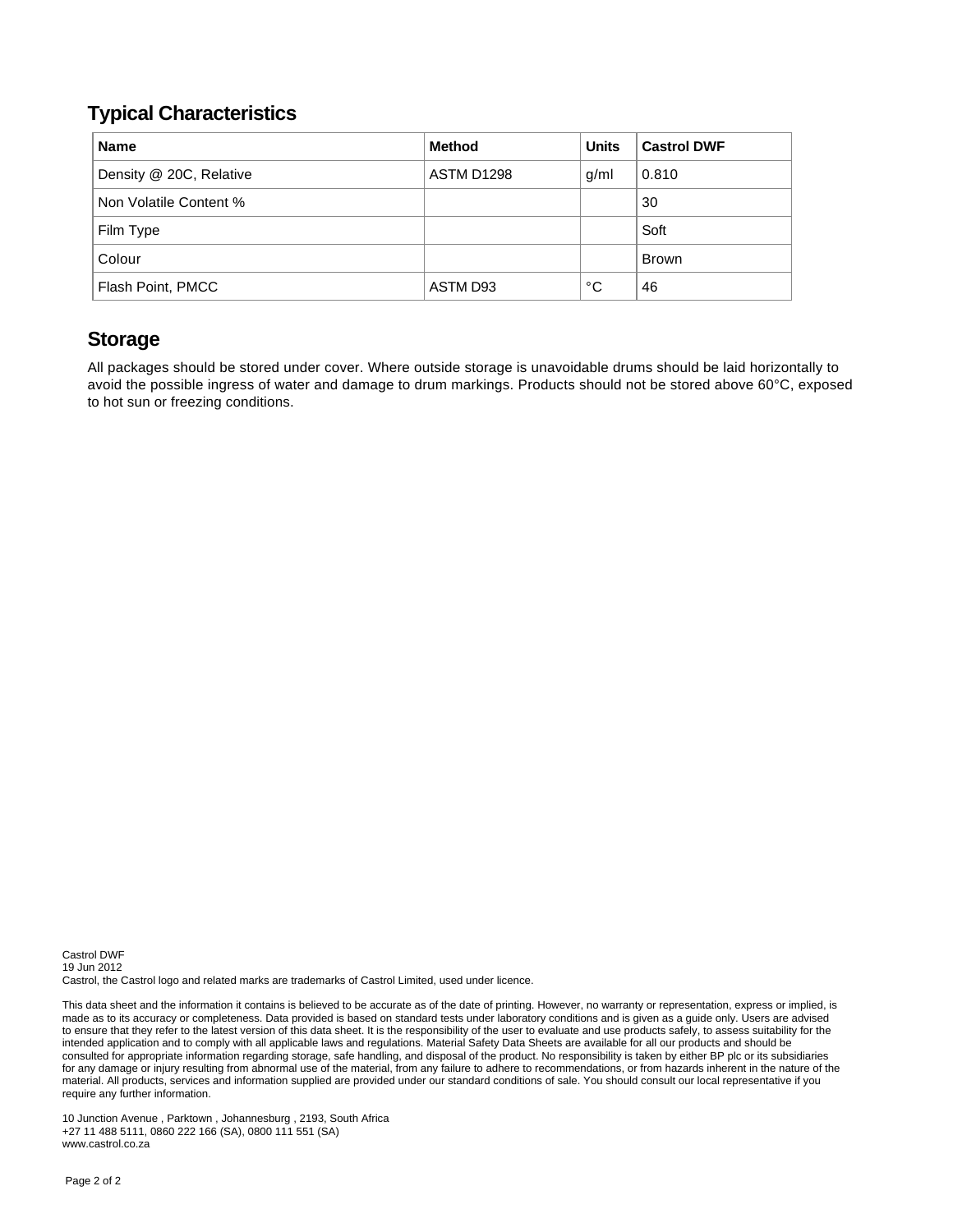## Typical Characteristics

| Name | Method | Units | Castrol DWF |
|---|---|---|---|
| Density @ 20C, Relative | ASTM D1298 | g/ml | 0.810 |
| Non Volatile Content % | | | 30 |
| Film Type | | | Soft |
| Colour | | | Brown |
| Flash Point, PMCC | ASTM D93 | °C | 46 |

## Storage

All packages should be stored under cover. Where outside storage is unavoidable drums should be laid horizontally to avoid the possible ingress of water and damage to drum markings. Products should not be stored above 60°C, exposed to hot sun or freezing conditions.

Castrol DWF
19 Jun 2012
Castrol, the Castrol logo and related marks are trademarks of Castrol Limited, used under licence.

This data sheet and the information it contains is believed to be accurate as of the date of printing. However, no warranty or representation, express or implied, is made as to its accuracy or completeness. Data provided is based on standard tests under laboratory conditions and is given as a guide only. Users are advised to ensure that they refer to the latest version of this data sheet. It is the responsibility of the user to evaluate and use products safely, to assess suitability for the intended application and to comply with all applicable laws and regulations. Material Safety Data Sheets are available for all our products and should be consulted for appropriate information regarding storage, safe handling, and disposal of the product. No responsibility is taken by either BP plc or its subsidiaries for any damage or injury resulting from abnormal use of the material, from any failure to adhere to recommendations, or from hazards inherent in the nature of the material. All products, services and information supplied are provided under our standard conditions of sale. You should consult our local representative if you require any further information.

10 Junction Avenue , Parktown , Johannesburg , 2193, South Africa
+27 11 488 5111, 0860 222 166 (SA), 0800 111 551 (SA)
www.castrol.co.za